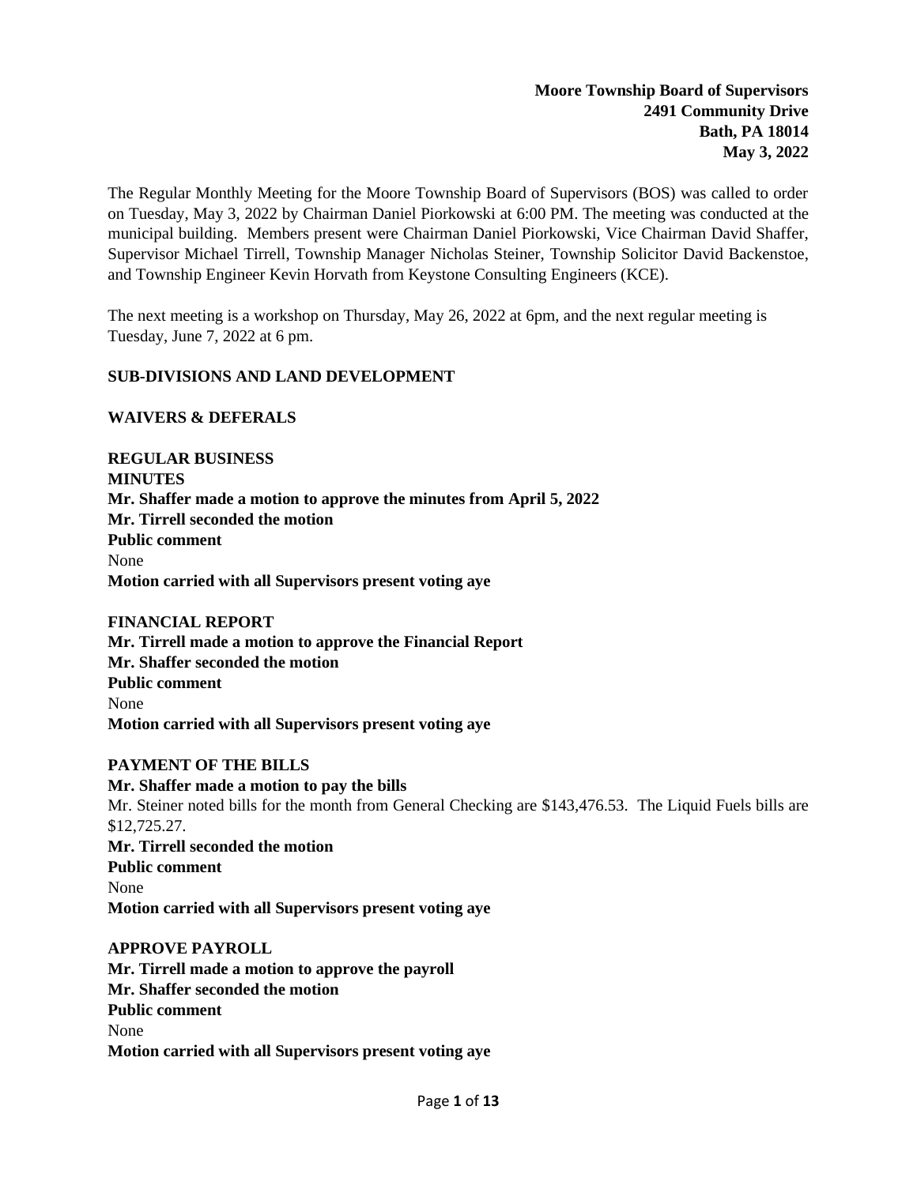**Moore Township Board of Supervisors**
**2491 Community Drive**
**Bath, PA 18014**
**May 3, 2022**

The Regular Monthly Meeting for the Moore Township Board of Supervisors (BOS) was called to order on Tuesday, May 3, 2022 by Chairman Daniel Piorkowski at 6:00 PM. The meeting was conducted at the municipal building. Members present were Chairman Daniel Piorkowski, Vice Chairman David Shaffer, Supervisor Michael Tirrell, Township Manager Nicholas Steiner, Township Solicitor David Backenstoe, and Township Engineer Kevin Horvath from Keystone Consulting Engineers (KCE).

The next meeting is a workshop on Thursday, May 26, 2022 at 6pm, and the next regular meeting is Tuesday, June 7, 2022 at 6 pm.

**SUB-DIVISIONS AND LAND DEVELOPMENT**

**WAIVERS & DEFERALS**

**REGULAR BUSINESS**

**MINUTES**

**Mr. Shaffer made a motion to approve the minutes from April 5, 2022**
**Mr. Tirrell seconded the motion**
**Public comment**
None
**Motion carried with all Supervisors present voting aye**

**FINANCIAL REPORT**

**Mr. Tirrell made a motion to approve the Financial Report**
**Mr. Shaffer seconded the motion**
**Public comment**
None
**Motion carried with all Supervisors present voting aye**

**PAYMENT OF THE BILLS**

**Mr. Shaffer made a motion to pay the bills**
Mr. Steiner noted bills for the month from General Checking are $143,476.53. The Liquid Fuels bills are $12,725.27.
**Mr. Tirrell seconded the motion**
**Public comment**
None
**Motion carried with all Supervisors present voting aye**

**APPROVE PAYROLL**

**Mr. Tirrell made a motion to approve the payroll**
**Mr. Shaffer seconded the motion**
**Public comment**
None
**Motion carried with all Supervisors present voting aye**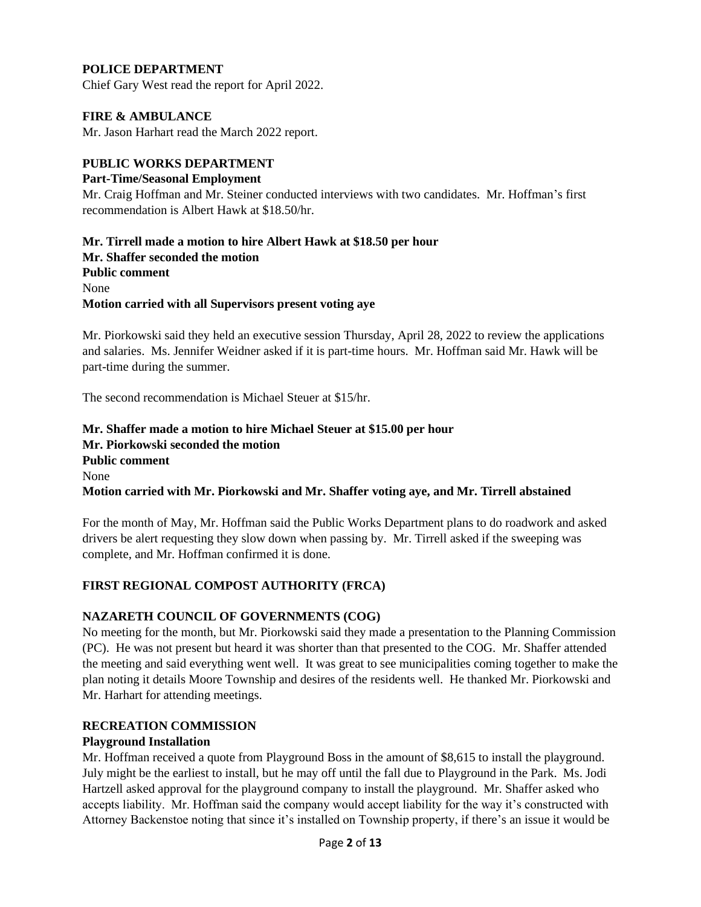**POLICE DEPARTMENT**

Chief Gary West read the report for April 2022.

**FIRE & AMBULANCE**

Mr. Jason Harhart read the March 2022 report.

**PUBLIC WORKS DEPARTMENT**

**Part-Time/Seasonal Employment**

Mr. Craig Hoffman and Mr. Steiner conducted interviews with two candidates. Mr. Hoffman's first recommendation is Albert Hawk at $18.50/hr.

**Mr. Tirrell made a motion to hire Albert Hawk at $18.50 per hour**
**Mr. Shaffer seconded the motion**
**Public comment**
None
**Motion carried with all Supervisors present voting aye**

Mr. Piorkowski said they held an executive session Thursday, April 28, 2022 to review the applications and salaries. Ms. Jennifer Weidner asked if it is part-time hours. Mr. Hoffman said Mr. Hawk will be part-time during the summer.

The second recommendation is Michael Steuer at $15/hr.

**Mr. Shaffer made a motion to hire Michael Steuer at $15.00 per hour**
**Mr. Piorkowski seconded the motion**
**Public comment**
None
**Motion carried with Mr. Piorkowski and Mr. Shaffer voting aye, and Mr. Tirrell abstained**

For the month of May, Mr. Hoffman said the Public Works Department plans to do roadwork and asked drivers be alert requesting they slow down when passing by. Mr. Tirrell asked if the sweeping was complete, and Mr. Hoffman confirmed it is done.

**FIRST REGIONAL COMPOST AUTHORITY (FRCA)**

**NAZARETH COUNCIL OF GOVERNMENTS (COG)**

No meeting for the month, but Mr. Piorkowski said they made a presentation to the Planning Commission (PC). He was not present but heard it was shorter than that presented to the COG. Mr. Shaffer attended the meeting and said everything went well. It was great to see municipalities coming together to make the plan noting it details Moore Township and desires of the residents well. He thanked Mr. Piorkowski and Mr. Harhart for attending meetings.

**RECREATION COMMISSION**

**Playground Installation**

Mr. Hoffman received a quote from Playground Boss in the amount of $8,615 to install the playground. July might be the earliest to install, but he may off until the fall due to Playground in the Park. Ms. Jodi Hartzell asked approval for the playground company to install the playground. Mr. Shaffer asked who accepts liability. Mr. Hoffman said the company would accept liability for the way it's constructed with Attorney Backenstoe noting that since it's installed on Township property, if there's an issue it would be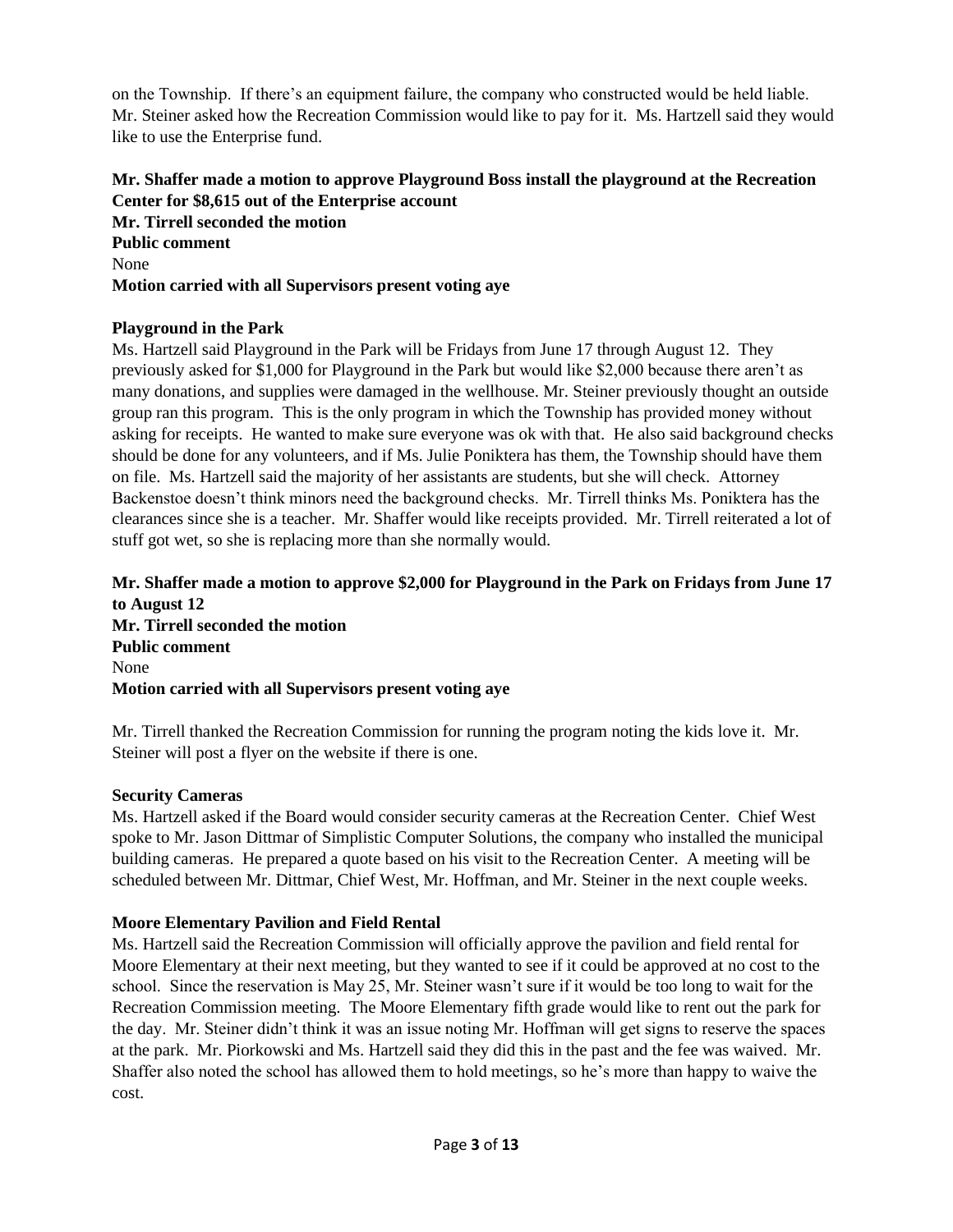on the Township. If there's an equipment failure, the company who constructed would be held liable. Mr. Steiner asked how the Recreation Commission would like to pay for it. Ms. Hartzell said they would like to use the Enterprise fund.

**Mr. Shaffer made a motion to approve Playground Boss install the playground at the Recreation Center for $8,615 out of the Enterprise account**
**Mr. Tirrell seconded the motion**
**Public comment**
None
**Motion carried with all Supervisors present voting aye**

**Playground in the Park**

Ms. Hartzell said Playground in the Park will be Fridays from June 17 through August 12. They previously asked for $1,000 for Playground in the Park but would like $2,000 because there aren't as many donations, and supplies were damaged in the wellhouse. Mr. Steiner previously thought an outside group ran this program. This is the only program in which the Township has provided money without asking for receipts. He wanted to make sure everyone was ok with that. He also said background checks should be done for any volunteers, and if Ms. Julie Poniktera has them, the Township should have them on file. Ms. Hartzell said the majority of her assistants are students, but she will check. Attorney Backenstoe doesn't think minors need the background checks. Mr. Tirrell thinks Ms. Poniktera has the clearances since she is a teacher. Mr. Shaffer would like receipts provided. Mr. Tirrell reiterated a lot of stuff got wet, so she is replacing more than she normally would.

**Mr. Shaffer made a motion to approve $2,000 for Playground in the Park on Fridays from June 17 to August 12**
**Mr. Tirrell seconded the motion**
**Public comment**
None
**Motion carried with all Supervisors present voting aye**

Mr. Tirrell thanked the Recreation Commission for running the program noting the kids love it. Mr. Steiner will post a flyer on the website if there is one.

**Security Cameras**

Ms. Hartzell asked if the Board would consider security cameras at the Recreation Center. Chief West spoke to Mr. Jason Dittmar of Simplistic Computer Solutions, the company who installed the municipal building cameras. He prepared a quote based on his visit to the Recreation Center. A meeting will be scheduled between Mr. Dittmar, Chief West, Mr. Hoffman, and Mr. Steiner in the next couple weeks.

**Moore Elementary Pavilion and Field Rental**

Ms. Hartzell said the Recreation Commission will officially approve the pavilion and field rental for Moore Elementary at their next meeting, but they wanted to see if it could be approved at no cost to the school. Since the reservation is May 25, Mr. Steiner wasn't sure if it would be too long to wait for the Recreation Commission meeting. The Moore Elementary fifth grade would like to rent out the park for the day. Mr. Steiner didn't think it was an issue noting Mr. Hoffman will get signs to reserve the spaces at the park. Mr. Piorkowski and Ms. Hartzell said they did this in the past and the fee was waived. Mr. Shaffer also noted the school has allowed them to hold meetings, so he's more than happy to waive the cost.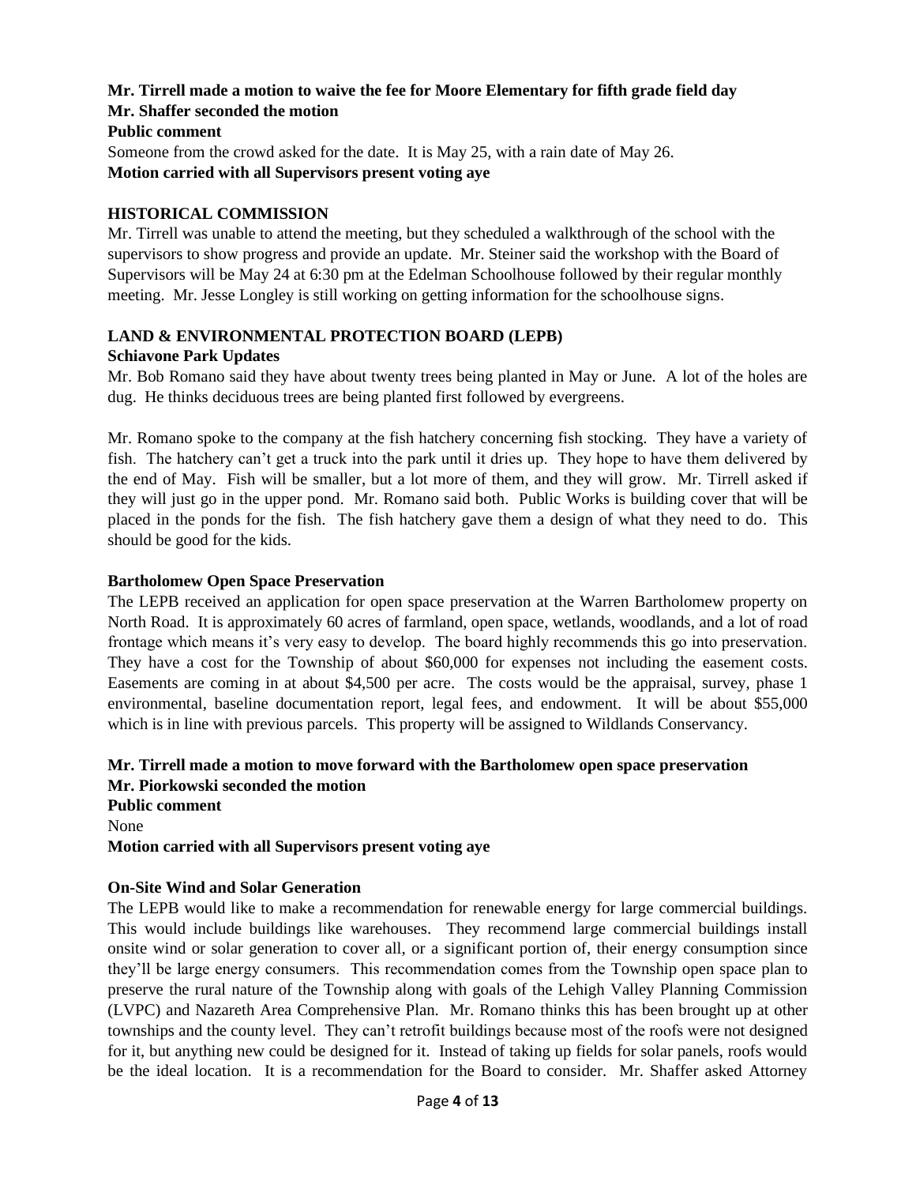**Mr. Tirrell made a motion to waive the fee for Moore Elementary for fifth grade field day**
**Mr. Shaffer seconded the motion**
**Public comment**
Someone from the crowd asked for the date. It is May 25, with a rain date of May 26.
**Motion carried with all Supervisors present voting aye**

## HISTORICAL COMMISSION

Mr. Tirrell was unable to attend the meeting, but they scheduled a walkthrough of the school with the supervisors to show progress and provide an update. Mr. Steiner said the workshop with the Board of Supervisors will be May 24 at 6:30 pm at the Edelman Schoolhouse followed by their regular monthly meeting. Mr. Jesse Longley is still working on getting information for the schoolhouse signs.

## LAND & ENVIRONMENTAL PROTECTION BOARD (LEPB)

### Schiavone Park Updates

Mr. Bob Romano said they have about twenty trees being planted in May or June. A lot of the holes are dug. He thinks deciduous trees are being planted first followed by evergreens.

Mr. Romano spoke to the company at the fish hatchery concerning fish stocking. They have a variety of fish. The hatchery can't get a truck into the park until it dries up. They hope to have them delivered by the end of May. Fish will be smaller, but a lot more of them, and they will grow. Mr. Tirrell asked if they will just go in the upper pond. Mr. Romano said both. Public Works is building cover that will be placed in the ponds for the fish. The fish hatchery gave them a design of what they need to do. This should be good for the kids.

### Bartholomew Open Space Preservation

The LEPB received an application for open space preservation at the Warren Bartholomew property on North Road. It is approximately 60 acres of farmland, open space, wetlands, woodlands, and a lot of road frontage which means it's very easy to develop. The board highly recommends this go into preservation. They have a cost for the Township of about $60,000 for expenses not including the easement costs. Easements are coming in at about $4,500 per acre. The costs would be the appraisal, survey, phase 1 environmental, baseline documentation report, legal fees, and endowment. It will be about $55,000 which is in line with previous parcels. This property will be assigned to Wildlands Conservancy.

**Mr. Tirrell made a motion to move forward with the Bartholomew open space preservation**
**Mr. Piorkowski seconded the motion**
**Public comment**
None
**Motion carried with all Supervisors present voting aye**

### On-Site Wind and Solar Generation

The LEPB would like to make a recommendation for renewable energy for large commercial buildings. This would include buildings like warehouses. They recommend large commercial buildings install onsite wind or solar generation to cover all, or a significant portion of, their energy consumption since they'll be large energy consumers. This recommendation comes from the Township open space plan to preserve the rural nature of the Township along with goals of the Lehigh Valley Planning Commission (LVPC) and Nazareth Area Comprehensive Plan. Mr. Romano thinks this has been brought up at other townships and the county level. They can't retrofit buildings because most of the roofs were not designed for it, but anything new could be designed for it. Instead of taking up fields for solar panels, roofs would be the ideal location. It is a recommendation for the Board to consider. Mr. Shaffer asked Attorney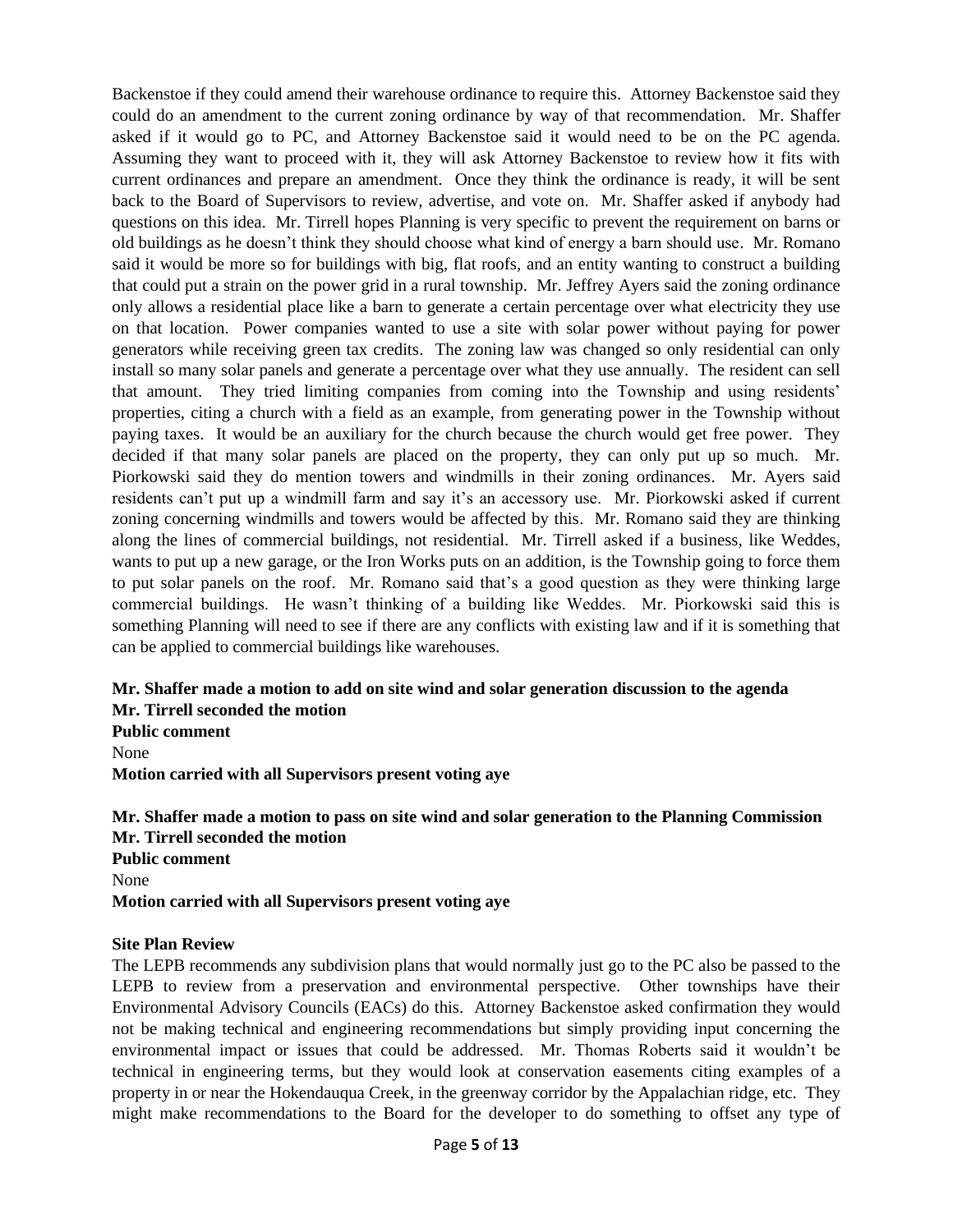Backenstoe if they could amend their warehouse ordinance to require this. Attorney Backenstoe said they could do an amendment to the current zoning ordinance by way of that recommendation. Mr. Shaffer asked if it would go to PC, and Attorney Backenstoe said it would need to be on the PC agenda. Assuming they want to proceed with it, they will ask Attorney Backenstoe to review how it fits with current ordinances and prepare an amendment. Once they think the ordinance is ready, it will be sent back to the Board of Supervisors to review, advertise, and vote on. Mr. Shaffer asked if anybody had questions on this idea. Mr. Tirrell hopes Planning is very specific to prevent the requirement on barns or old buildings as he doesn't think they should choose what kind of energy a barn should use. Mr. Romano said it would be more so for buildings with big, flat roofs, and an entity wanting to construct a building that could put a strain on the power grid in a rural township. Mr. Jeffrey Ayers said the zoning ordinance only allows a residential place like a barn to generate a certain percentage over what electricity they use on that location. Power companies wanted to use a site with solar power without paying for power generators while receiving green tax credits. The zoning law was changed so only residential can only install so many solar panels and generate a percentage over what they use annually. The resident can sell that amount. They tried limiting companies from coming into the Township and using residents' properties, citing a church with a field as an example, from generating power in the Township without paying taxes. It would be an auxiliary for the church because the church would get free power. They decided if that many solar panels are placed on the property, they can only put up so much. Mr. Piorkowski said they do mention towers and windmills in their zoning ordinances. Mr. Ayers said residents can't put up a windmill farm and say it's an accessory use. Mr. Piorkowski asked if current zoning concerning windmills and towers would be affected by this. Mr. Romano said they are thinking along the lines of commercial buildings, not residential. Mr. Tirrell asked if a business, like Weddes, wants to put up a new garage, or the Iron Works puts on an addition, is the Township going to force them to put solar panels on the roof. Mr. Romano said that's a good question as they were thinking large commercial buildings. He wasn't thinking of a building like Weddes. Mr. Piorkowski said this is something Planning will need to see if there are any conflicts with existing law and if it is something that can be applied to commercial buildings like warehouses.

**Mr. Shaffer made a motion to add on site wind and solar generation discussion to the agenda**
**Mr. Tirrell seconded the motion**
**Public comment**
None
**Motion carried with all Supervisors present voting aye**

**Mr. Shaffer made a motion to pass on site wind and solar generation to the Planning Commission**
**Mr. Tirrell seconded the motion**
**Public comment**
None
**Motion carried with all Supervisors present voting aye**

**Site Plan Review**

The LEPB recommends any subdivision plans that would normally just go to the PC also be passed to the LEPB to review from a preservation and environmental perspective. Other townships have their Environmental Advisory Councils (EACs) do this. Attorney Backenstoe asked confirmation they would not be making technical and engineering recommendations but simply providing input concerning the environmental impact or issues that could be addressed. Mr. Thomas Roberts said it wouldn't be technical in engineering terms, but they would look at conservation easements citing examples of a property in or near the Hokendauqua Creek, in the greenway corridor by the Appalachian ridge, etc. They might make recommendations to the Board for the developer to do something to offset any type of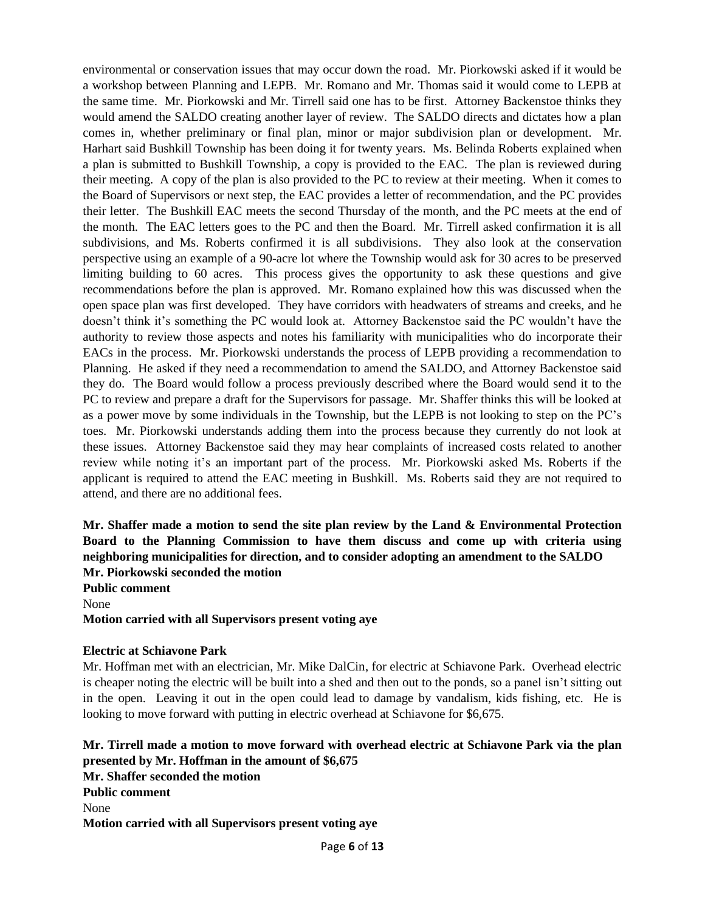environmental or conservation issues that may occur down the road. Mr. Piorkowski asked if it would be a workshop between Planning and LEPB. Mr. Romano and Mr. Thomas said it would come to LEPB at the same time. Mr. Piorkowski and Mr. Tirrell said one has to be first. Attorney Backenstoe thinks they would amend the SALDO creating another layer of review. The SALDO directs and dictates how a plan comes in, whether preliminary or final plan, minor or major subdivision plan or development. Mr. Harhart said Bushkill Township has been doing it for twenty years. Ms. Belinda Roberts explained when a plan is submitted to Bushkill Township, a copy is provided to the EAC. The plan is reviewed during their meeting. A copy of the plan is also provided to the PC to review at their meeting. When it comes to the Board of Supervisors or next step, the EAC provides a letter of recommendation, and the PC provides their letter. The Bushkill EAC meets the second Thursday of the month, and the PC meets at the end of the month. The EAC letters goes to the PC and then the Board. Mr. Tirrell asked confirmation it is all subdivisions, and Ms. Roberts confirmed it is all subdivisions. They also look at the conservation perspective using an example of a 90-acre lot where the Township would ask for 30 acres to be preserved limiting building to 60 acres. This process gives the opportunity to ask these questions and give recommendations before the plan is approved. Mr. Romano explained how this was discussed when the open space plan was first developed. They have corridors with headwaters of streams and creeks, and he doesn't think it's something the PC would look at. Attorney Backenstoe said the PC wouldn't have the authority to review those aspects and notes his familiarity with municipalities who do incorporate their EACs in the process. Mr. Piorkowski understands the process of LEPB providing a recommendation to Planning. He asked if they need a recommendation to amend the SALDO, and Attorney Backenstoe said they do. The Board would follow a process previously described where the Board would send it to the PC to review and prepare a draft for the Supervisors for passage. Mr. Shaffer thinks this will be looked at as a power move by some individuals in the Township, but the LEPB is not looking to step on the PC's toes. Mr. Piorkowski understands adding them into the process because they currently do not look at these issues. Attorney Backenstoe said they may hear complaints of increased costs related to another review while noting it's an important part of the process. Mr. Piorkowski asked Ms. Roberts if the applicant is required to attend the EAC meeting in Bushkill. Ms. Roberts said they are not required to attend, and there are no additional fees.

**Mr. Shaffer made a motion to send the site plan review by the Land & Environmental Protection Board to the Planning Commission to have them discuss and come up with criteria using neighboring municipalities for direction, and to consider adopting an amendment to the SALDO**
**Mr. Piorkowski seconded the motion**
**Public comment**
None
**Motion carried with all Supervisors present voting aye**

**Electric at Schiavone Park**

Mr. Hoffman met with an electrician, Mr. Mike DalCin, for electric at Schiavone Park. Overhead electric is cheaper noting the electric will be built into a shed and then out to the ponds, so a panel isn't sitting out in the open. Leaving it out in the open could lead to damage by vandalism, kids fishing, etc. He is looking to move forward with putting in electric overhead at Schiavone for $6,675.

**Mr. Tirrell made a motion to move forward with overhead electric at Schiavone Park via the plan presented by Mr. Hoffman in the amount of $6,675**
**Mr. Shaffer seconded the motion**
**Public comment**
None
**Motion carried with all Supervisors present voting aye**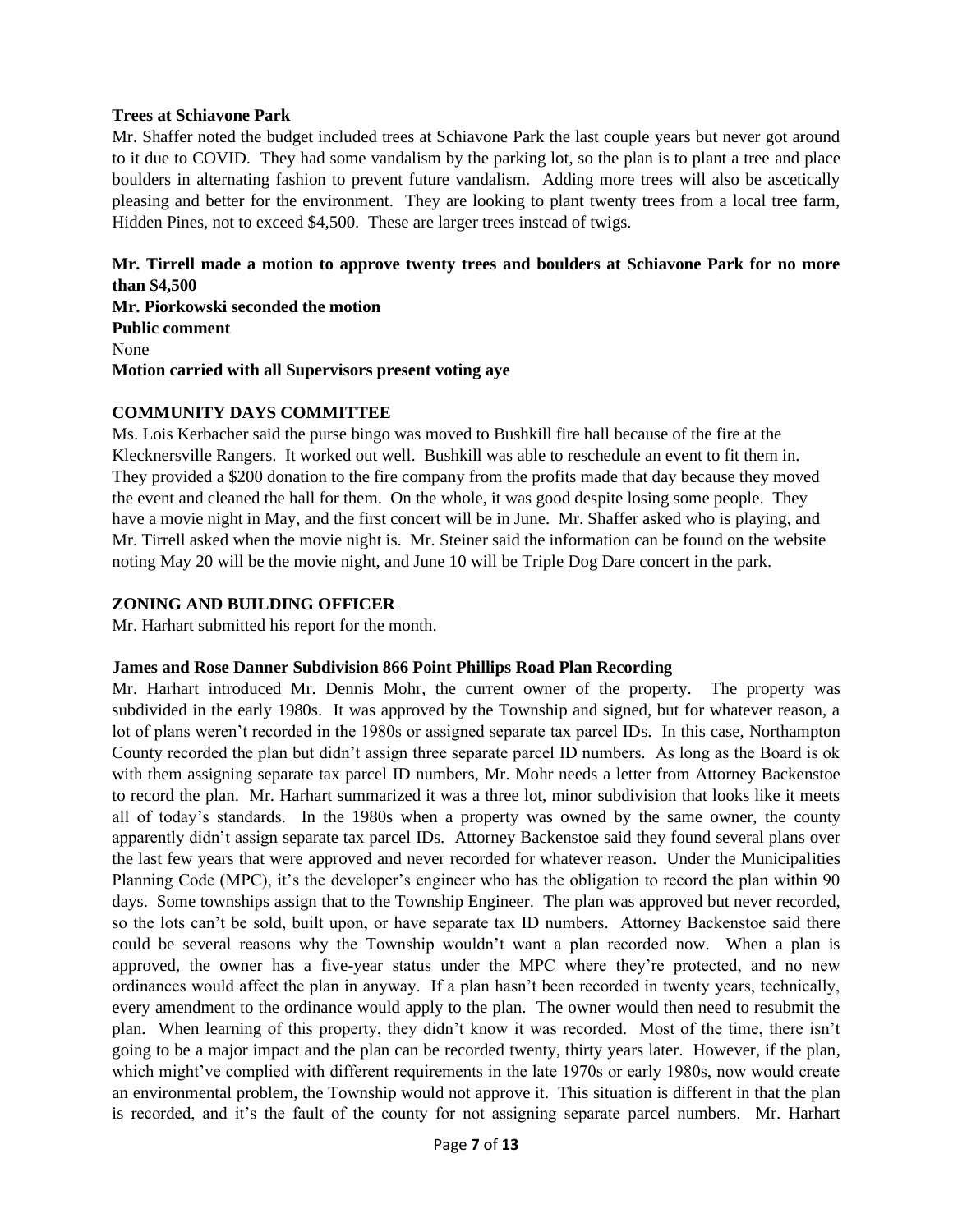**Trees at Schiavone Park**

Mr. Shaffer noted the budget included trees at Schiavone Park the last couple years but never got around to it due to COVID. They had some vandalism by the parking lot, so the plan is to plant a tree and place boulders in alternating fashion to prevent future vandalism. Adding more trees will also be ascetically pleasing and better for the environment. They are looking to plant twenty trees from a local tree farm, Hidden Pines, not to exceed $4,500. These are larger trees instead of twigs.

**Mr. Tirrell made a motion to approve twenty trees and boulders at Schiavone Park for no more than $4,500**
**Mr. Piorkowski seconded the motion**
**Public comment**
None
**Motion carried with all Supervisors present voting aye**

## COMMUNITY DAYS COMMITTEE

Ms. Lois Kerbacher said the purse bingo was moved to Bushkill fire hall because of the fire at the Klecknersville Rangers. It worked out well. Bushkill was able to reschedule an event to fit them in. They provided a $200 donation to the fire company from the profits made that day because they moved the event and cleaned the hall for them. On the whole, it was good despite losing some people. They have a movie night in May, and the first concert will be in June. Mr. Shaffer asked who is playing, and Mr. Tirrell asked when the movie night is. Mr. Steiner said the information can be found on the website noting May 20 will be the movie night, and June 10 will be Triple Dog Dare concert in the park.

## ZONING AND BUILDING OFFICER

Mr. Harhart submitted his report for the month.

**James and Rose Danner Subdivision 866 Point Phillips Road Plan Recording**

Mr. Harhart introduced Mr. Dennis Mohr, the current owner of the property. The property was subdivided in the early 1980s. It was approved by the Township and signed, but for whatever reason, a lot of plans weren't recorded in the 1980s or assigned separate tax parcel IDs. In this case, Northampton County recorded the plan but didn't assign three separate parcel ID numbers. As long as the Board is ok with them assigning separate tax parcel ID numbers, Mr. Mohr needs a letter from Attorney Backenstoe to record the plan. Mr. Harhart summarized it was a three lot, minor subdivision that looks like it meets all of today's standards. In the 1980s when a property was owned by the same owner, the county apparently didn't assign separate tax parcel IDs. Attorney Backenstoe said they found several plans over the last few years that were approved and never recorded for whatever reason. Under the Municipalities Planning Code (MPC), it's the developer's engineer who has the obligation to record the plan within 90 days. Some townships assign that to the Township Engineer. The plan was approved but never recorded, so the lots can't be sold, built upon, or have separate tax ID numbers. Attorney Backenstoe said there could be several reasons why the Township wouldn't want a plan recorded now. When a plan is approved, the owner has a five-year status under the MPC where they're protected, and no new ordinances would affect the plan in anyway. If a plan hasn't been recorded in twenty years, technically, every amendment to the ordinance would apply to the plan. The owner would then need to resubmit the plan. When learning of this property, they didn't know it was recorded. Most of the time, there isn't going to be a major impact and the plan can be recorded twenty, thirty years later. However, if the plan, which might've complied with different requirements in the late 1970s or early 1980s, now would create an environmental problem, the Township would not approve it. This situation is different in that the plan is recorded, and it's the fault of the county for not assigning separate parcel numbers. Mr. Harhart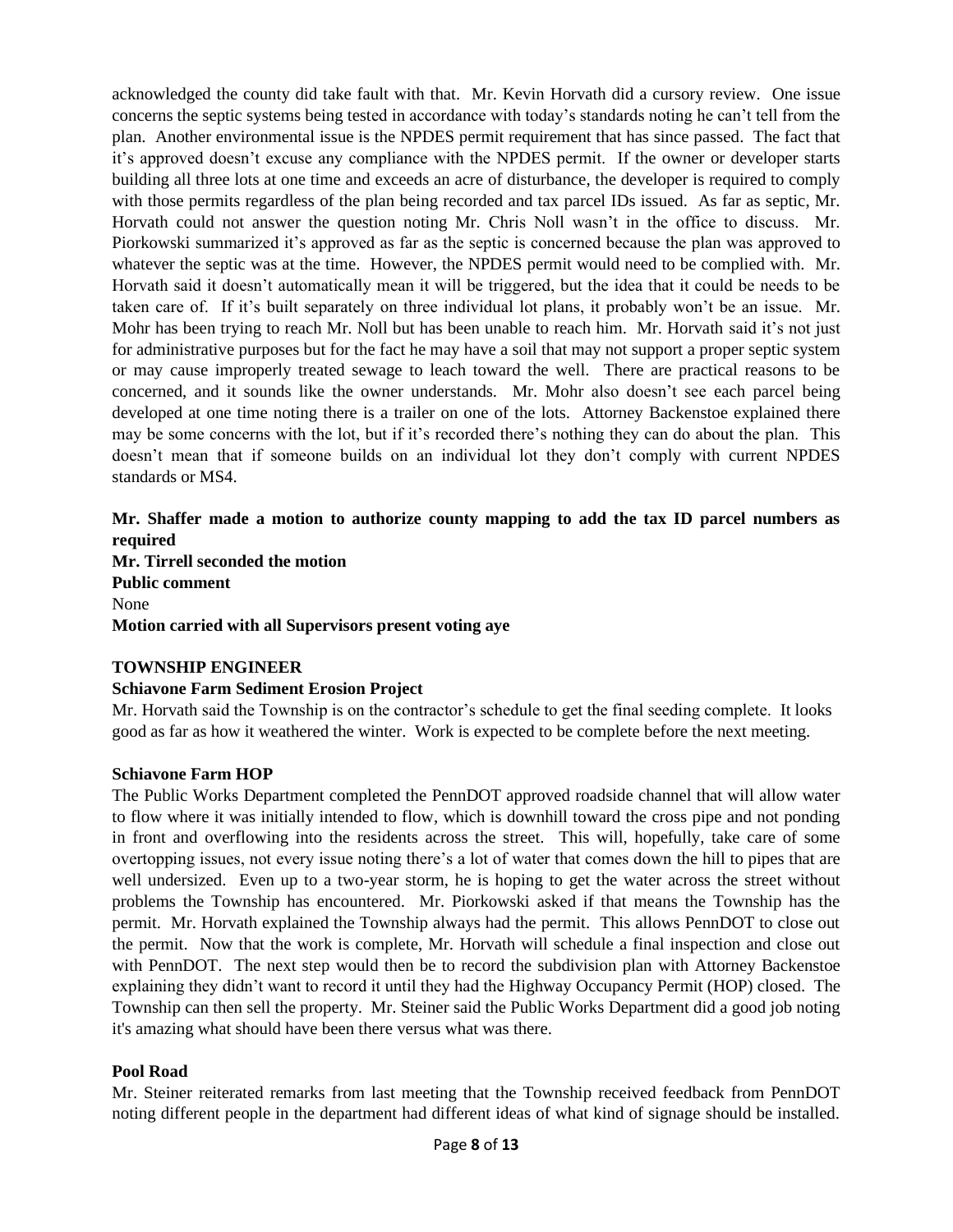acknowledged the county did take fault with that. Mr. Kevin Horvath did a cursory review. One issue concerns the septic systems being tested in accordance with today's standards noting he can't tell from the plan. Another environmental issue is the NPDES permit requirement that has since passed. The fact that it's approved doesn't excuse any compliance with the NPDES permit. If the owner or developer starts building all three lots at one time and exceeds an acre of disturbance, the developer is required to comply with those permits regardless of the plan being recorded and tax parcel IDs issued. As far as septic, Mr. Horvath could not answer the question noting Mr. Chris Noll wasn't in the office to discuss. Mr. Piorkowski summarized it's approved as far as the septic is concerned because the plan was approved to whatever the septic was at the time. However, the NPDES permit would need to be complied with. Mr. Horvath said it doesn't automatically mean it will be triggered, but the idea that it could be needs to be taken care of. If it's built separately on three individual lot plans, it probably won't be an issue. Mr. Mohr has been trying to reach Mr. Noll but has been unable to reach him. Mr. Horvath said it's not just for administrative purposes but for the fact he may have a soil that may not support a proper septic system or may cause improperly treated sewage to leach toward the well. There are practical reasons to be concerned, and it sounds like the owner understands. Mr. Mohr also doesn't see each parcel being developed at one time noting there is a trailer on one of the lots. Attorney Backenstoe explained there may be some concerns with the lot, but if it's recorded there's nothing they can do about the plan. This doesn't mean that if someone builds on an individual lot they don't comply with current NPDES standards or MS4.

**Mr. Shaffer made a motion to authorize county mapping to add the tax ID parcel numbers as required**
**Mr. Tirrell seconded the motion**
**Public comment**
None
**Motion carried with all Supervisors present voting aye**

**TOWNSHIP ENGINEER**

**Schiavone Farm Sediment Erosion Project**

Mr. Horvath said the Township is on the contractor's schedule to get the final seeding complete. It looks good as far as how it weathered the winter. Work is expected to be complete before the next meeting.

**Schiavone Farm HOP**

The Public Works Department completed the PennDOT approved roadside channel that will allow water to flow where it was initially intended to flow, which is downhill toward the cross pipe and not ponding in front and overflowing into the residents across the street. This will, hopefully, take care of some overtopping issues, not every issue noting there's a lot of water that comes down the hill to pipes that are well undersized. Even up to a two-year storm, he is hoping to get the water across the street without problems the Township has encountered. Mr. Piorkowski asked if that means the Township has the permit. Mr. Horvath explained the Township always had the permit. This allows PennDOT to close out the permit. Now that the work is complete, Mr. Horvath will schedule a final inspection and close out with PennDOT. The next step would then be to record the subdivision plan with Attorney Backenstoe explaining they didn't want to record it until they had the Highway Occupancy Permit (HOP) closed. The Township can then sell the property. Mr. Steiner said the Public Works Department did a good job noting it's amazing what should have been there versus what was there.

**Pool Road**

Mr. Steiner reiterated remarks from last meeting that the Township received feedback from PennDOT noting different people in the department had different ideas of what kind of signage should be installed.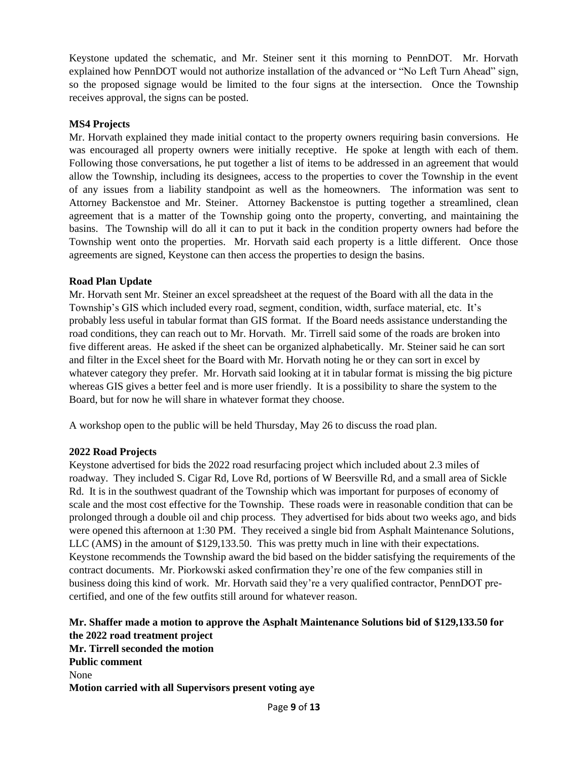Keystone updated the schematic, and Mr. Steiner sent it this morning to PennDOT. Mr. Horvath explained how PennDOT would not authorize installation of the advanced or "No Left Turn Ahead" sign, so the proposed signage would be limited to the four signs at the intersection. Once the Township receives approval, the signs can be posted.

**MS4 Projects**

Mr. Horvath explained they made initial contact to the property owners requiring basin conversions. He was encouraged all property owners were initially receptive. He spoke at length with each of them. Following those conversations, he put together a list of items to be addressed in an agreement that would allow the Township, including its designees, access to the properties to cover the Township in the event of any issues from a liability standpoint as well as the homeowners. The information was sent to Attorney Backenstoe and Mr. Steiner. Attorney Backenstoe is putting together a streamlined, clean agreement that is a matter of the Township going onto the property, converting, and maintaining the basins. The Township will do all it can to put it back in the condition property owners had before the Township went onto the properties. Mr. Horvath said each property is a little different. Once those agreements are signed, Keystone can then access the properties to design the basins.

**Road Plan Update**

Mr. Horvath sent Mr. Steiner an excel spreadsheet at the request of the Board with all the data in the Township's GIS which included every road, segment, condition, width, surface material, etc. It's probably less useful in tabular format than GIS format. If the Board needs assistance understanding the road conditions, they can reach out to Mr. Horvath. Mr. Tirrell said some of the roads are broken into five different areas. He asked if the sheet can be organized alphabetically. Mr. Steiner said he can sort and filter in the Excel sheet for the Board with Mr. Horvath noting he or they can sort in excel by whatever category they prefer. Mr. Horvath said looking at it in tabular format is missing the big picture whereas GIS gives a better feel and is more user friendly. It is a possibility to share the system to the Board, but for now he will share in whatever format they choose.

A workshop open to the public will be held Thursday, May 26 to discuss the road plan.

**2022 Road Projects**

Keystone advertised for bids the 2022 road resurfacing project which included about 2.3 miles of roadway. They included S. Cigar Rd, Love Rd, portions of W Beersville Rd, and a small area of Sickle Rd. It is in the southwest quadrant of the Township which was important for purposes of economy of scale and the most cost effective for the Township. These roads were in reasonable condition that can be prolonged through a double oil and chip process. They advertised for bids about two weeks ago, and bids were opened this afternoon at 1:30 PM. They received a single bid from Asphalt Maintenance Solutions, LLC (AMS) in the amount of $129,133.50. This was pretty much in line with their expectations. Keystone recommends the Township award the bid based on the bidder satisfying the requirements of the contract documents. Mr. Piorkowski asked confirmation they're one of the few companies still in business doing this kind of work. Mr. Horvath said they're a very qualified contractor, PennDOT pre-certified, and one of the few outfits still around for whatever reason.

**Mr. Shaffer made a motion to approve the Asphalt Maintenance Solutions bid of $129,133.50 for the 2022 road treatment project**
**Mr. Tirrell seconded the motion**
**Public comment**
None
**Motion carried with all Supervisors present voting aye**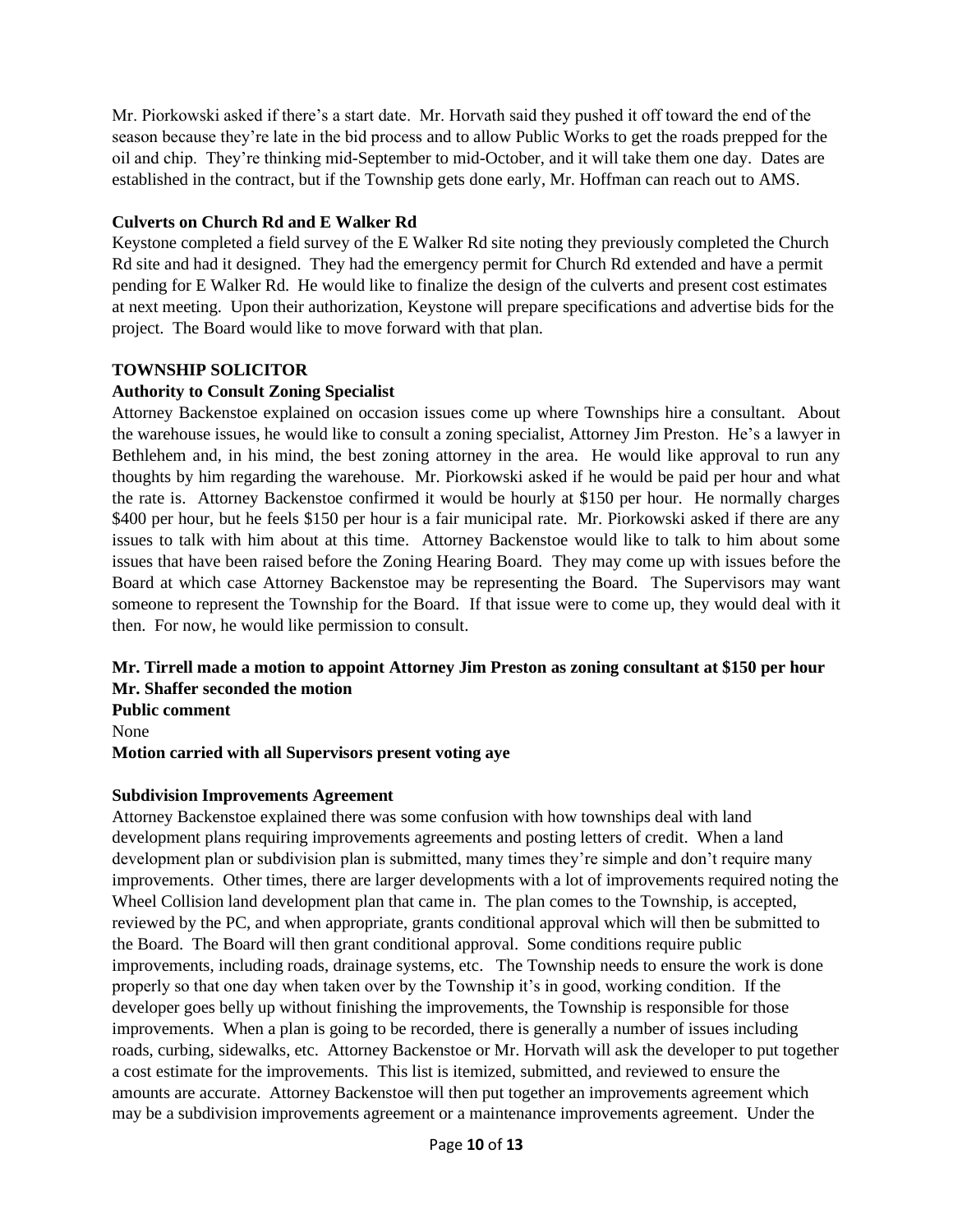Mr. Piorkowski asked if there's a start date. Mr. Horvath said they pushed it off toward the end of the season because they're late in the bid process and to allow Public Works to get the roads prepped for the oil and chip. They're thinking mid-September to mid-October, and it will take them one day. Dates are established in the contract, but if the Township gets done early, Mr. Hoffman can reach out to AMS.

**Culverts on Church Rd and E Walker Rd**

Keystone completed a field survey of the E Walker Rd site noting they previously completed the Church Rd site and had it designed. They had the emergency permit for Church Rd extended and have a permit pending for E Walker Rd. He would like to finalize the design of the culverts and present cost estimates at next meeting. Upon their authorization, Keystone will prepare specifications and advertise bids for the project. The Board would like to move forward with that plan.

**TOWNSHIP SOLICITOR**

**Authority to Consult Zoning Specialist**

Attorney Backenstoe explained on occasion issues come up where Townships hire a consultant. About the warehouse issues, he would like to consult a zoning specialist, Attorney Jim Preston. He's a lawyer in Bethlehem and, in his mind, the best zoning attorney in the area. He would like approval to run any thoughts by him regarding the warehouse. Mr. Piorkowski asked if he would be paid per hour and what the rate is. Attorney Backenstoe confirmed it would be hourly at $150 per hour. He normally charges $400 per hour, but he feels $150 per hour is a fair municipal rate. Mr. Piorkowski asked if there are any issues to talk with him about at this time. Attorney Backenstoe would like to talk to him about some issues that have been raised before the Zoning Hearing Board. They may come up with issues before the Board at which case Attorney Backenstoe may be representing the Board. The Supervisors may want someone to represent the Township for the Board. If that issue were to come up, they would deal with it then. For now, he would like permission to consult.

**Mr. Tirrell made a motion to appoint Attorney Jim Preston as zoning consultant at $150 per hour**
**Mr. Shaffer seconded the motion**
**Public comment**
None
**Motion carried with all Supervisors present voting aye**

**Subdivision Improvements Agreement**

Attorney Backenstoe explained there was some confusion with how townships deal with land development plans requiring improvements agreements and posting letters of credit. When a land development plan or subdivision plan is submitted, many times they're simple and don't require many improvements. Other times, there are larger developments with a lot of improvements required noting the Wheel Collision land development plan that came in. The plan comes to the Township, is accepted, reviewed by the PC, and when appropriate, grants conditional approval which will then be submitted to the Board. The Board will then grant conditional approval. Some conditions require public improvements, including roads, drainage systems, etc. The Township needs to ensure the work is done properly so that one day when taken over by the Township it's in good, working condition. If the developer goes belly up without finishing the improvements, the Township is responsible for those improvements. When a plan is going to be recorded, there is generally a number of issues including roads, curbing, sidewalks, etc. Attorney Backenstoe or Mr. Horvath will ask the developer to put together a cost estimate for the improvements. This list is itemized, submitted, and reviewed to ensure the amounts are accurate. Attorney Backenstoe will then put together an improvements agreement which may be a subdivision improvements agreement or a maintenance improvements agreement. Under the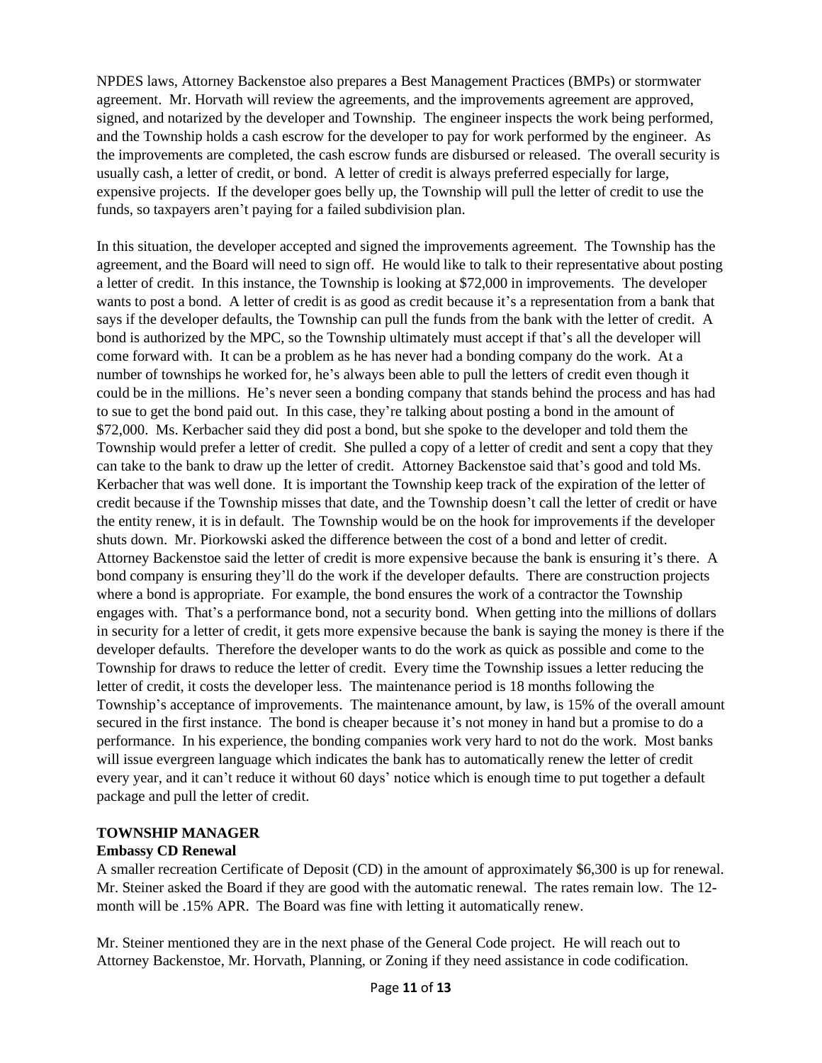NPDES laws, Attorney Backenstoe also prepares a Best Management Practices (BMPs) or stormwater agreement. Mr. Horvath will review the agreements, and the improvements agreement are approved, signed, and notarized by the developer and Township. The engineer inspects the work being performed, and the Township holds a cash escrow for the developer to pay for work performed by the engineer. As the improvements are completed, the cash escrow funds are disbursed or released. The overall security is usually cash, a letter of credit, or bond. A letter of credit is always preferred especially for large, expensive projects. If the developer goes belly up, the Township will pull the letter of credit to use the funds, so taxpayers aren't paying for a failed subdivision plan.

In this situation, the developer accepted and signed the improvements agreement. The Township has the agreement, and the Board will need to sign off. He would like to talk to their representative about posting a letter of credit. In this instance, the Township is looking at $72,000 in improvements. The developer wants to post a bond. A letter of credit is as good as credit because it's a representation from a bank that says if the developer defaults, the Township can pull the funds from the bank with the letter of credit. A bond is authorized by the MPC, so the Township ultimately must accept if that's all the developer will come forward with. It can be a problem as he has never had a bonding company do the work. At a number of townships he worked for, he's always been able to pull the letters of credit even though it could be in the millions. He's never seen a bonding company that stands behind the process and has had to sue to get the bond paid out. In this case, they're talking about posting a bond in the amount of $72,000. Ms. Kerbacher said they did post a bond, but she spoke to the developer and told them the Township would prefer a letter of credit. She pulled a copy of a letter of credit and sent a copy that they can take to the bank to draw up the letter of credit. Attorney Backenstoe said that's good and told Ms. Kerbacher that was well done. It is important the Township keep track of the expiration of the letter of credit because if the Township misses that date, and the Township doesn't call the letter of credit or have the entity renew, it is in default. The Township would be on the hook for improvements if the developer shuts down. Mr. Piorkowski asked the difference between the cost of a bond and letter of credit. Attorney Backenstoe said the letter of credit is more expensive because the bank is ensuring it's there. A bond company is ensuring they'll do the work if the developer defaults. There are construction projects where a bond is appropriate. For example, the bond ensures the work of a contractor the Township engages with. That's a performance bond, not a security bond. When getting into the millions of dollars in security for a letter of credit, it gets more expensive because the bank is saying the money is there if the developer defaults. Therefore the developer wants to do the work as quick as possible and come to the Township for draws to reduce the letter of credit. Every time the Township issues a letter reducing the letter of credit, it costs the developer less. The maintenance period is 18 months following the Township's acceptance of improvements. The maintenance amount, by law, is 15% of the overall amount secured in the first instance. The bond is cheaper because it's not money in hand but a promise to do a performance. In his experience, the bonding companies work very hard to not do the work. Most banks will issue evergreen language which indicates the bank has to automatically renew the letter of credit every year, and it can't reduce it without 60 days' notice which is enough time to put together a default package and pull the letter of credit.

## TOWNSHIP MANAGER

### Embassy CD Renewal

A smaller recreation Certificate of Deposit (CD) in the amount of approximately $6,300 is up for renewal. Mr. Steiner asked the Board if they are good with the automatic renewal. The rates remain low. The 12-month will be .15% APR. The Board was fine with letting it automatically renew.

Mr. Steiner mentioned they are in the next phase of the General Code project. He will reach out to Attorney Backenstoe, Mr. Horvath, Planning, or Zoning if they need assistance in code codification.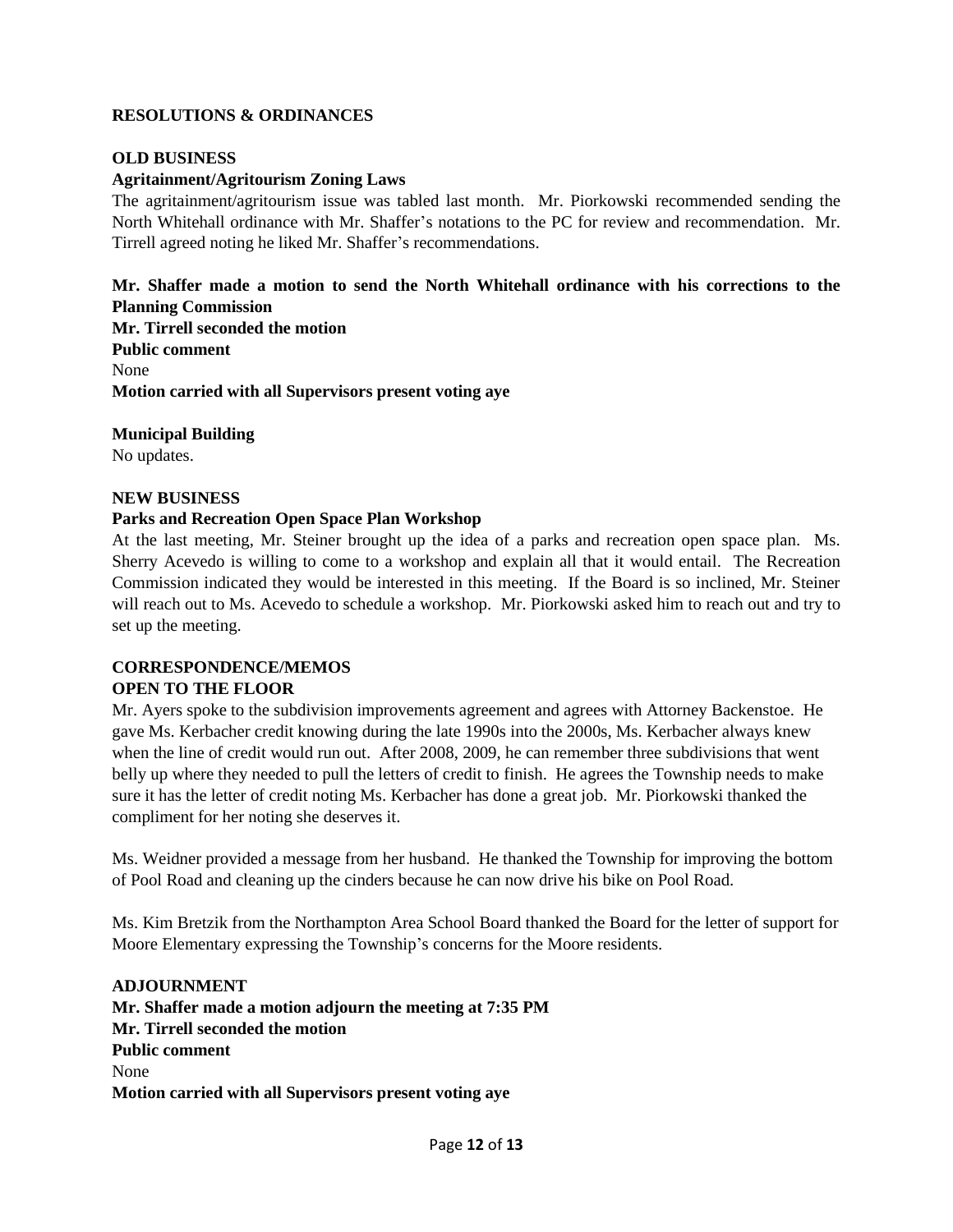**RESOLUTIONS & ORDINANCES**

**OLD BUSINESS**

**Agritainment/Agritourism Zoning Laws**

The agritainment/agritourism issue was tabled last month. Mr. Piorkowski recommended sending the North Whitehall ordinance with Mr. Shaffer's notations to the PC for review and recommendation. Mr. Tirrell agreed noting he liked Mr. Shaffer's recommendations.

**Mr. Shaffer made a motion to send the North Whitehall ordinance with his corrections to the Planning Commission**
**Mr. Tirrell seconded the motion**
**Public comment**
None
**Motion carried with all Supervisors present voting aye**

**Municipal Building**

No updates.

**NEW BUSINESS**

**Parks and Recreation Open Space Plan Workshop**

At the last meeting, Mr. Steiner brought up the idea of a parks and recreation open space plan. Ms. Sherry Acevedo is willing to come to a workshop and explain all that it would entail. The Recreation Commission indicated they would be interested in this meeting. If the Board is so inclined, Mr. Steiner will reach out to Ms. Acevedo to schedule a workshop. Mr. Piorkowski asked him to reach out and try to set up the meeting.

**CORRESPONDENCE/MEMOS**

**OPEN TO THE FLOOR**

Mr. Ayers spoke to the subdivision improvements agreement and agrees with Attorney Backenstoe. He gave Ms. Kerbacher credit knowing during the late 1990s into the 2000s, Ms. Kerbacher always knew when the line of credit would run out. After 2008, 2009, he can remember three subdivisions that went belly up where they needed to pull the letters of credit to finish. He agrees the Township needs to make sure it has the letter of credit noting Ms. Kerbacher has done a great job. Mr. Piorkowski thanked the compliment for her noting she deserves it.

Ms. Weidner provided a message from her husband. He thanked the Township for improving the bottom of Pool Road and cleaning up the cinders because he can now drive his bike on Pool Road.

Ms. Kim Bretzik from the Northampton Area School Board thanked the Board for the letter of support for Moore Elementary expressing the Township's concerns for the Moore residents.

**ADJOURNMENT**

**Mr. Shaffer made a motion adjourn the meeting at 7:35 PM**
**Mr. Tirrell seconded the motion**
**Public comment**
None
**Motion carried with all Supervisors present voting aye**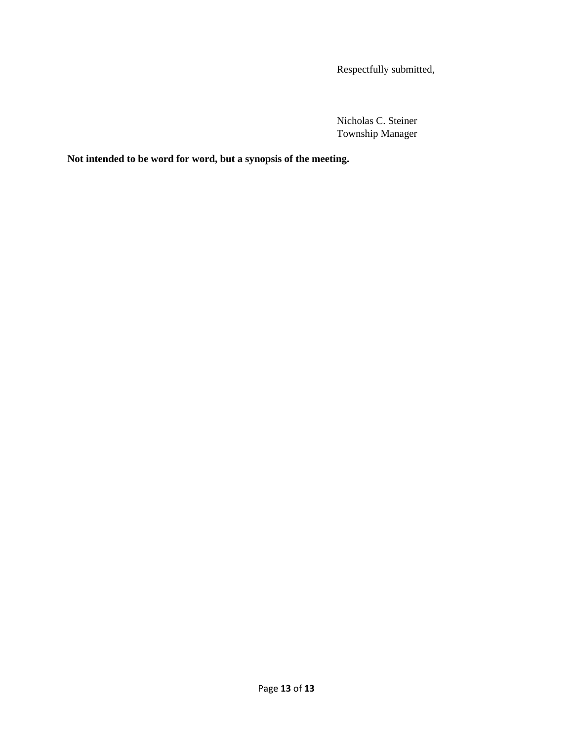Respectfully submitted,

Nicholas C. Steiner
Township Manager

**Not intended to be word for word, but a synopsis of the meeting.**